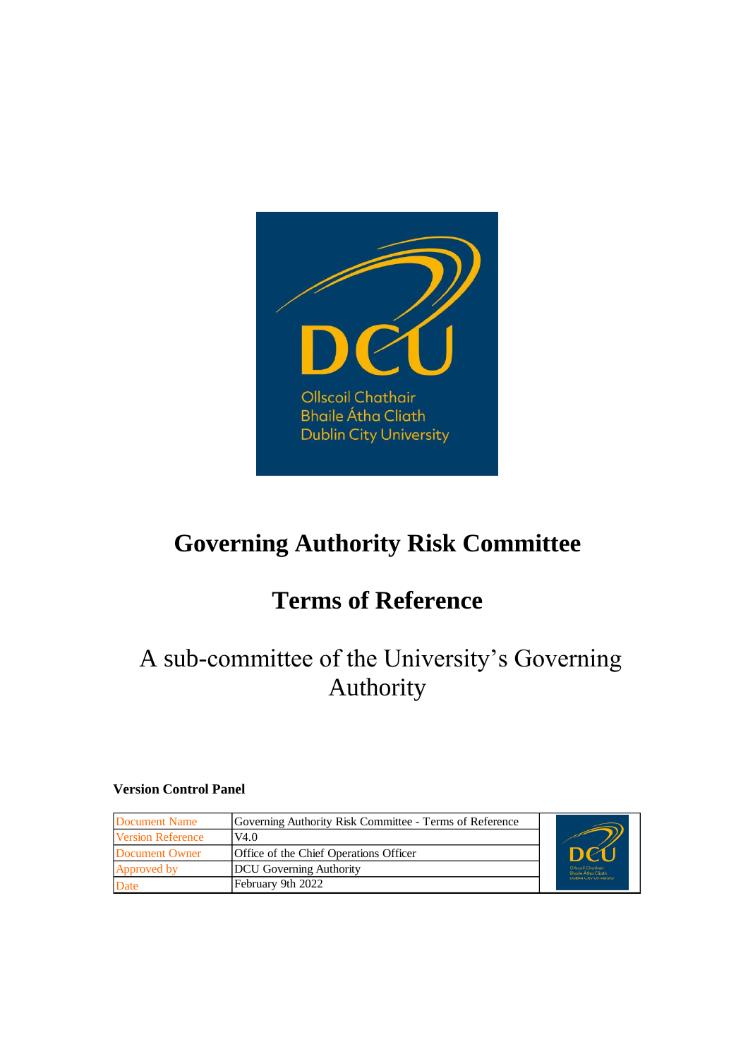# Governing Authority Risk Committee

# Terms of Reference

A sub-committee of the University's Governing Authority

**Version Control Panel**

| Document Name | Governing Authority Risk Committee - Terms of Reference |
| --- | --- |
| Version Reference | V4.0 |
| Document Owner | Office of the Chief Operations Officer |
| Approved by | DCU Governing Authority |
| Date | February 9th 2022 |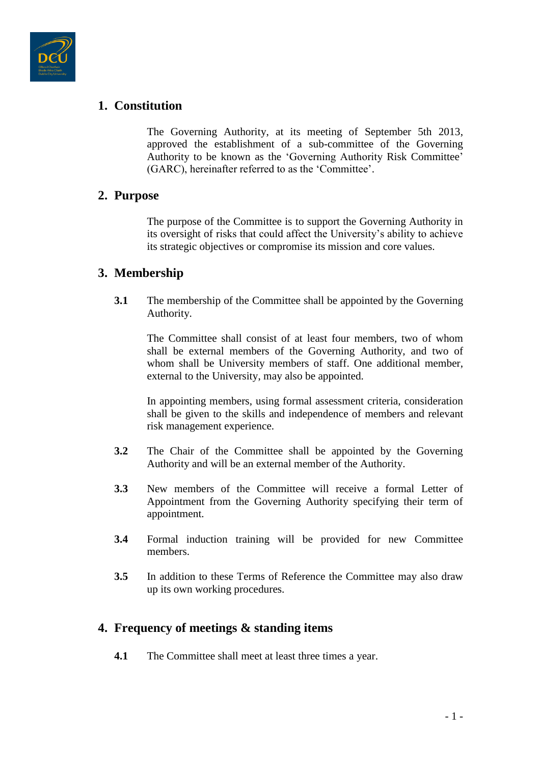## 1. Constitution

The Governing Authority, at its meeting of September 5th 2013, approved the establishment of a sub-committee of the Governing Authority to be known as the 'Governing Authority Risk Committee' (GARC), hereinafter referred to as the 'Committee'.

## 2. Purpose

The purpose of the Committee is to support the Governing Authority in its oversight of risks that could affect the University's ability to achieve its strategic objectives or compromise its mission and core values.

## 3. Membership

**3.1** The membership of the Committee shall be appointed by the Governing Authority.

The Committee shall consist of at least four members, two of whom shall be external members of the Governing Authority, and two of whom shall be University members of staff. One additional member, external to the University, may also be appointed.

In appointing members, using formal assessment criteria, consideration shall be given to the skills and independence of members and relevant risk management experience.

**3.2** The Chair of the Committee shall be appointed by the Governing Authority and will be an external member of the Authority.

**3.3** New members of the Committee will receive a formal Letter of Appointment from the Governing Authority specifying their term of appointment.

**3.4** Formal induction training will be provided for new Committee members.

**3.5** In addition to these Terms of Reference the Committee may also draw up its own working procedures.

## 4. Frequency of meetings & standing items

**4.1** The Committee shall meet at least three times a year.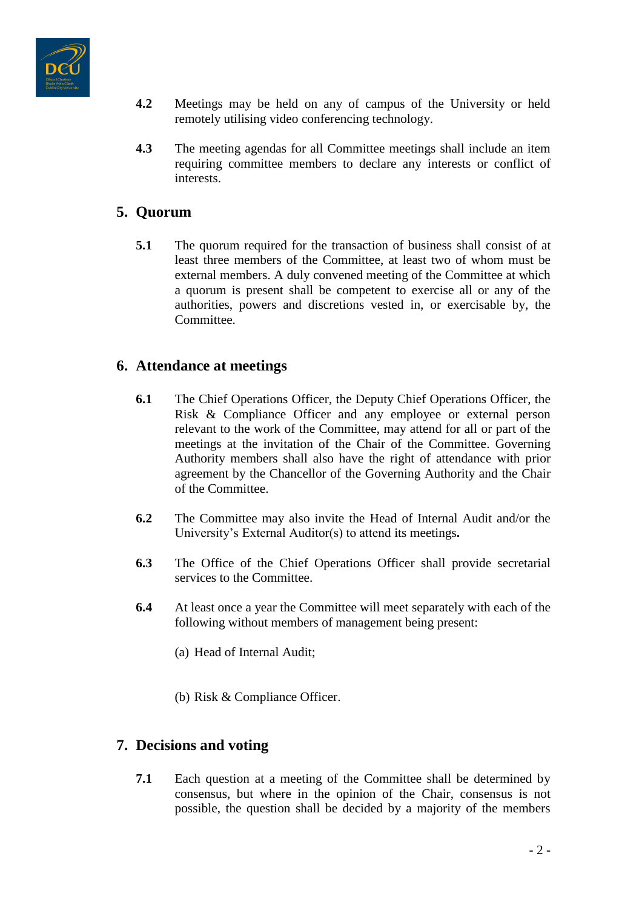**4.2** Meetings may be held on any of campus of the University or held remotely utilising video conferencing technology.

**4.3** The meeting agendas for all Committee meetings shall include an item requiring committee members to declare any interests or conflict of interests.

## 5. Quorum

**5.1** The quorum required for the transaction of business shall consist of at least three members of the Committee, at least two of whom must be external members. A duly convened meeting of the Committee at which a quorum is present shall be competent to exercise all or any of the authorities, powers and discretions vested in, or exercisable by, the Committee.

## 6. Attendance at meetings

**6.1** The Chief Operations Officer, the Deputy Chief Operations Officer, the Risk & Compliance Officer and any employee or external person relevant to the work of the Committee, may attend for all or part of the meetings at the invitation of the Chair of the Committee. Governing Authority members shall also have the right of attendance with prior agreement by the Chancellor of the Governing Authority and the Chair of the Committee.

**6.2** The Committee may also invite the Head of Internal Audit and/or the University's External Auditor(s) to attend its meetings**.**

**6.3** The Office of the Chief Operations Officer shall provide secretarial services to the Committee.

**6.4** At least once a year the Committee will meet separately with each of the following without members of management being present:

(a) Head of Internal Audit;

(b) Risk & Compliance Officer.

## 7. Decisions and voting

**7.1** Each question at a meeting of the Committee shall be determined by consensus, but where in the opinion of the Chair, consensus is not possible, the question shall be decided by a majority of the members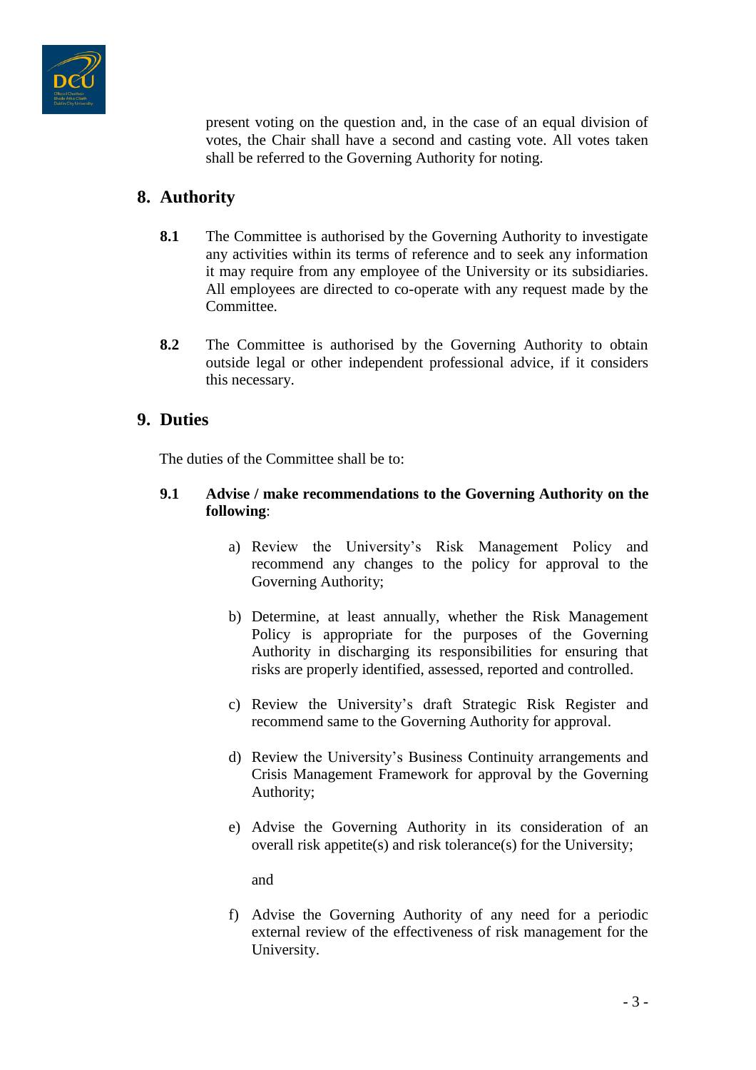present voting on the question and, in the case of an equal division of votes, the Chair shall have a second and casting vote. All votes taken shall be referred to the Governing Authority for noting.

## 8. Authority

**8.1** The Committee is authorised by the Governing Authority to investigate any activities within its terms of reference and to seek any information it may require from any employee of the University or its subsidiaries. All employees are directed to co-operate with any request made by the Committee.

**8.2** The Committee is authorised by the Governing Authority to obtain outside legal or other independent professional advice, if it considers this necessary.

## 9. Duties

The duties of the Committee shall be to:

**9.1 Advise / make recommendations to the Governing Authority on the following**:

a) Review the University's Risk Management Policy and recommend any changes to the policy for approval to the Governing Authority;

b) Determine, at least annually, whether the Risk Management Policy is appropriate for the purposes of the Governing Authority in discharging its responsibilities for ensuring that risks are properly identified, assessed, reported and controlled.

c) Review the University's draft Strategic Risk Register and recommend same to the Governing Authority for approval.

d) Review the University's Business Continuity arrangements and Crisis Management Framework for approval by the Governing Authority;

e) Advise the Governing Authority in its consideration of an overall risk appetite(s) and risk tolerance(s) for the University;

and

f) Advise the Governing Authority of any need for a periodic external review of the effectiveness of risk management for the University.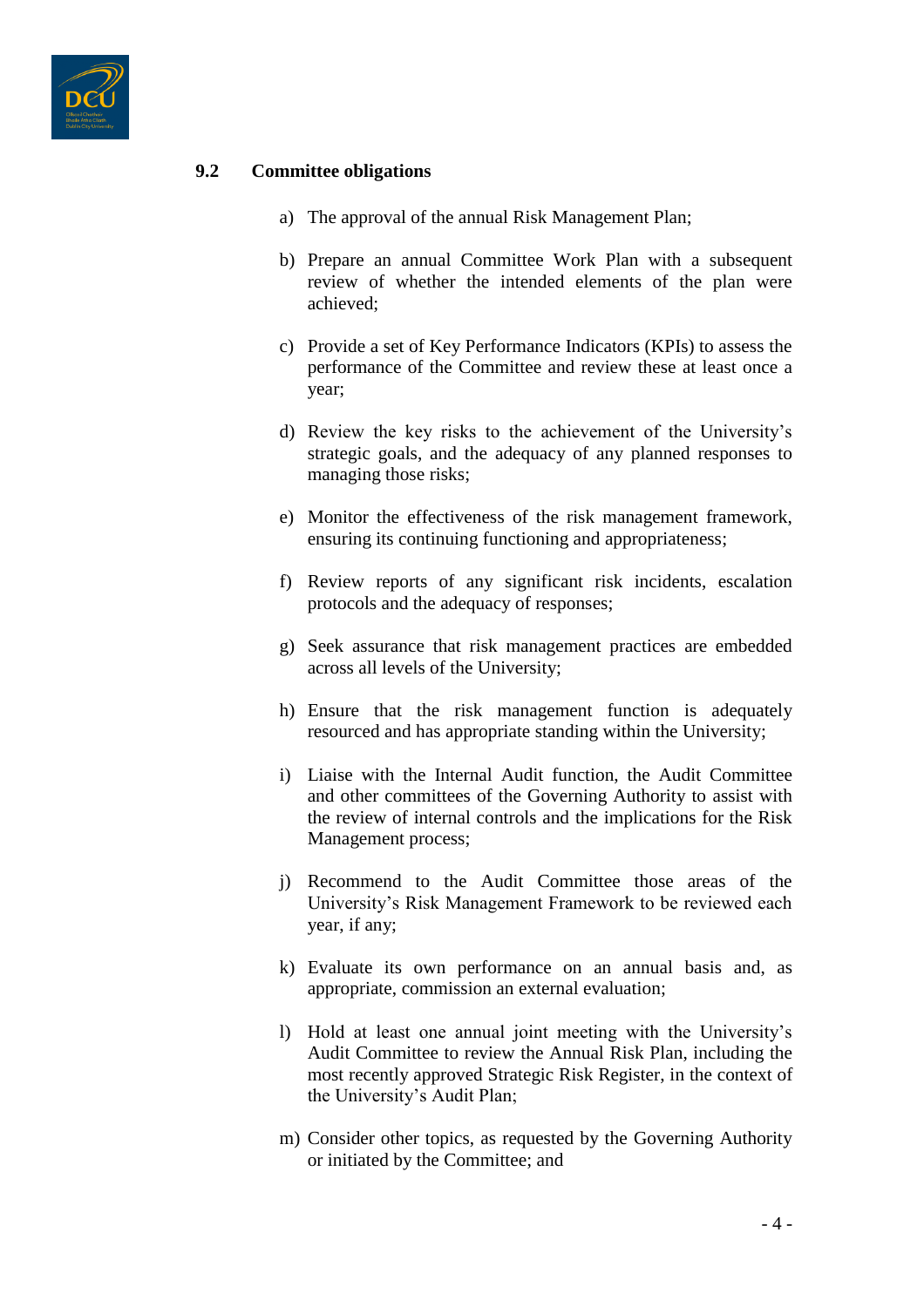### 9.2 Committee obligations

a) The approval of the annual Risk Management Plan;

b) Prepare an annual Committee Work Plan with a subsequent review of whether the intended elements of the plan were achieved;

c) Provide a set of Key Performance Indicators (KPIs) to assess the performance of the Committee and review these at least once a year;

d) Review the key risks to the achievement of the University's strategic goals, and the adequacy of any planned responses to managing those risks;

e) Monitor the effectiveness of the risk management framework, ensuring its continuing functioning and appropriateness;

f) Review reports of any significant risk incidents, escalation protocols and the adequacy of responses;

g) Seek assurance that risk management practices are embedded across all levels of the University;

h) Ensure that the risk management function is adequately resourced and has appropriate standing within the University;

i) Liaise with the Internal Audit function, the Audit Committee and other committees of the Governing Authority to assist with the review of internal controls and the implications for the Risk Management process;

j) Recommend to the Audit Committee those areas of the University's Risk Management Framework to be reviewed each year, if any;

k) Evaluate its own performance on an annual basis and, as appropriate, commission an external evaluation;

l) Hold at least one annual joint meeting with the University's Audit Committee to review the Annual Risk Plan, including the most recently approved Strategic Risk Register, in the context of the University's Audit Plan;

m) Consider other topics, as requested by the Governing Authority or initiated by the Committee; and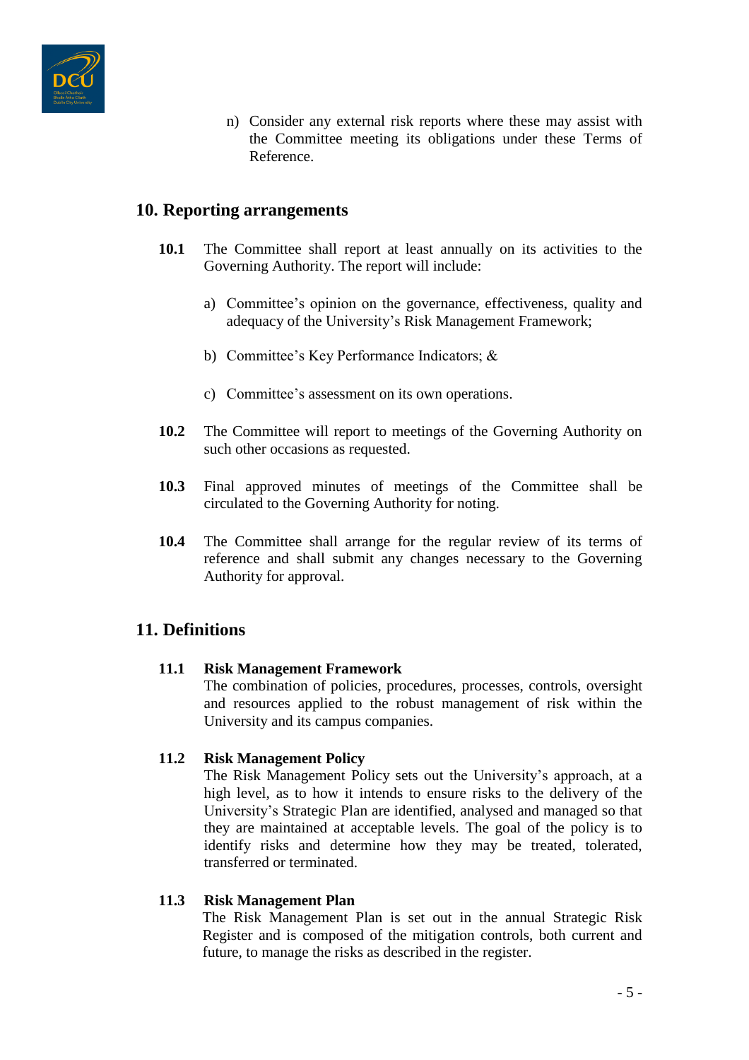n) Consider any external risk reports where these may assist with the Committee meeting its obligations under these Terms of Reference.

## 10. Reporting arrangements

**10.1** The Committee shall report at least annually on its activities to the Governing Authority. The report will include:

a) Committee's opinion on the governance, effectiveness, quality and adequacy of the University's Risk Management Framework;

b) Committee's Key Performance Indicators; &

c) Committee's assessment on its own operations.

**10.2** The Committee will report to meetings of the Governing Authority on such other occasions as requested.

**10.3** Final approved minutes of meetings of the Committee shall be circulated to the Governing Authority for noting.

**10.4** The Committee shall arrange for the regular review of its terms of reference and shall submit any changes necessary to the Governing Authority for approval.

## 11. Definitions

**11.1 Risk Management Framework**
The combination of policies, procedures, processes, controls, oversight and resources applied to the robust management of risk within the University and its campus companies.

**11.2 Risk Management Policy**
The Risk Management Policy sets out the University's approach, at a high level, as to how it intends to ensure risks to the delivery of the University's Strategic Plan are identified, analysed and managed so that they are maintained at acceptable levels. The goal of the policy is to identify risks and determine how they may be treated, tolerated, transferred or terminated.

**11.3 Risk Management Plan**
The Risk Management Plan is set out in the annual Strategic Risk Register and is composed of the mitigation controls, both current and future, to manage the risks as described in the register.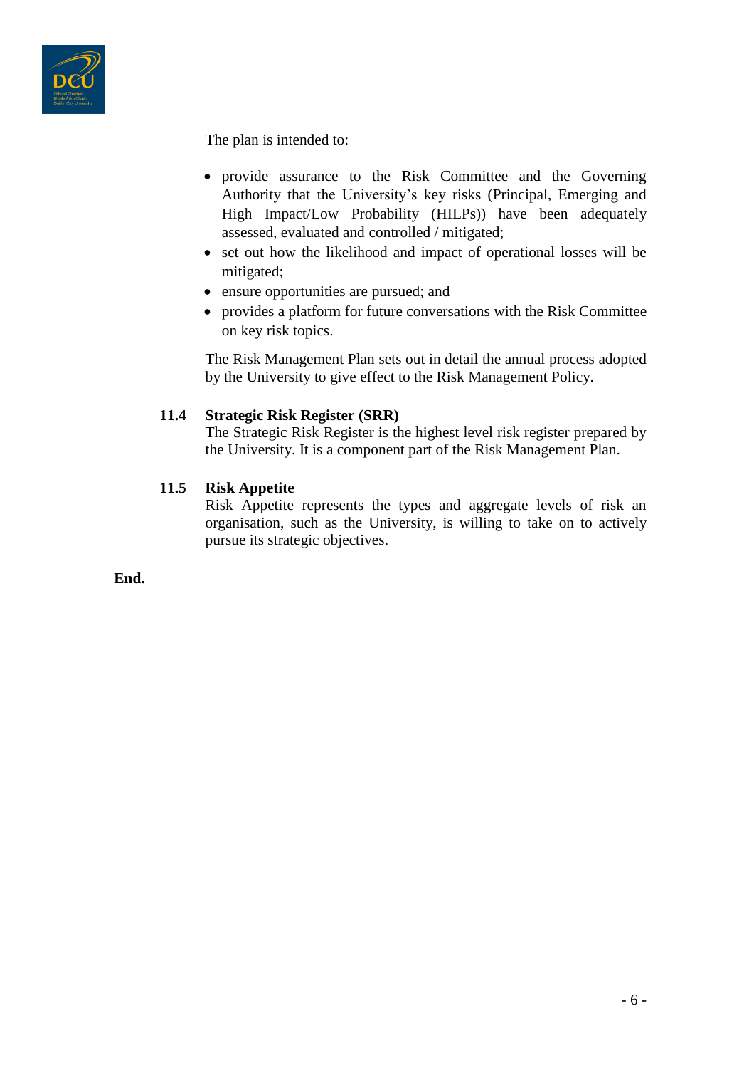The plan is intended to:

- provide assurance to the Risk Committee and the Governing Authority that the University's key risks (Principal, Emerging and High Impact/Low Probability (HILPs)) have been adequately assessed, evaluated and controlled / mitigated;
- set out how the likelihood and impact of operational losses will be mitigated;
- ensure opportunities are pursued; and
- provides a platform for future conversations with the Risk Committee on key risk topics.

The Risk Management Plan sets out in detail the annual process adopted by the University to give effect to the Risk Management Policy.

### 11.4 Strategic Risk Register (SRR)

The Strategic Risk Register is the highest level risk register prepared by the University. It is a component part of the Risk Management Plan.

### 11.5 Risk Appetite

Risk Appetite represents the types and aggregate levels of risk an organisation, such as the University, is willing to take on to actively pursue its strategic objectives.

**End.**